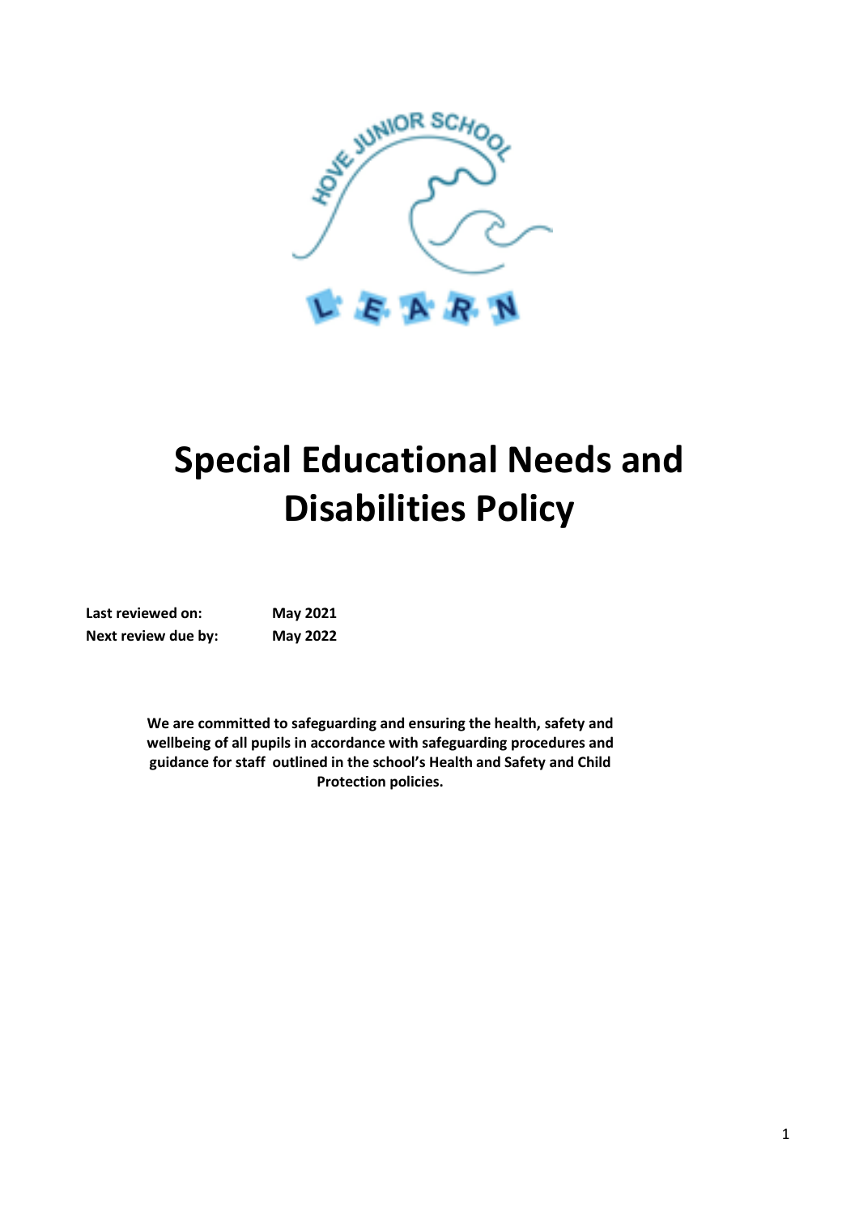# Special Educational Needs and Disabilities Policy

| | |
|---|---|
| **Last reviewed on:** | **May 2021** |
| **Next review due by:** | **May 2022** |

**We are committed to safeguarding and ensuring the health, safety and wellbeing of all pupils in accordance with safeguarding procedures and guidance for staff outlined in the school's Health and Safety and Child Protection policies.**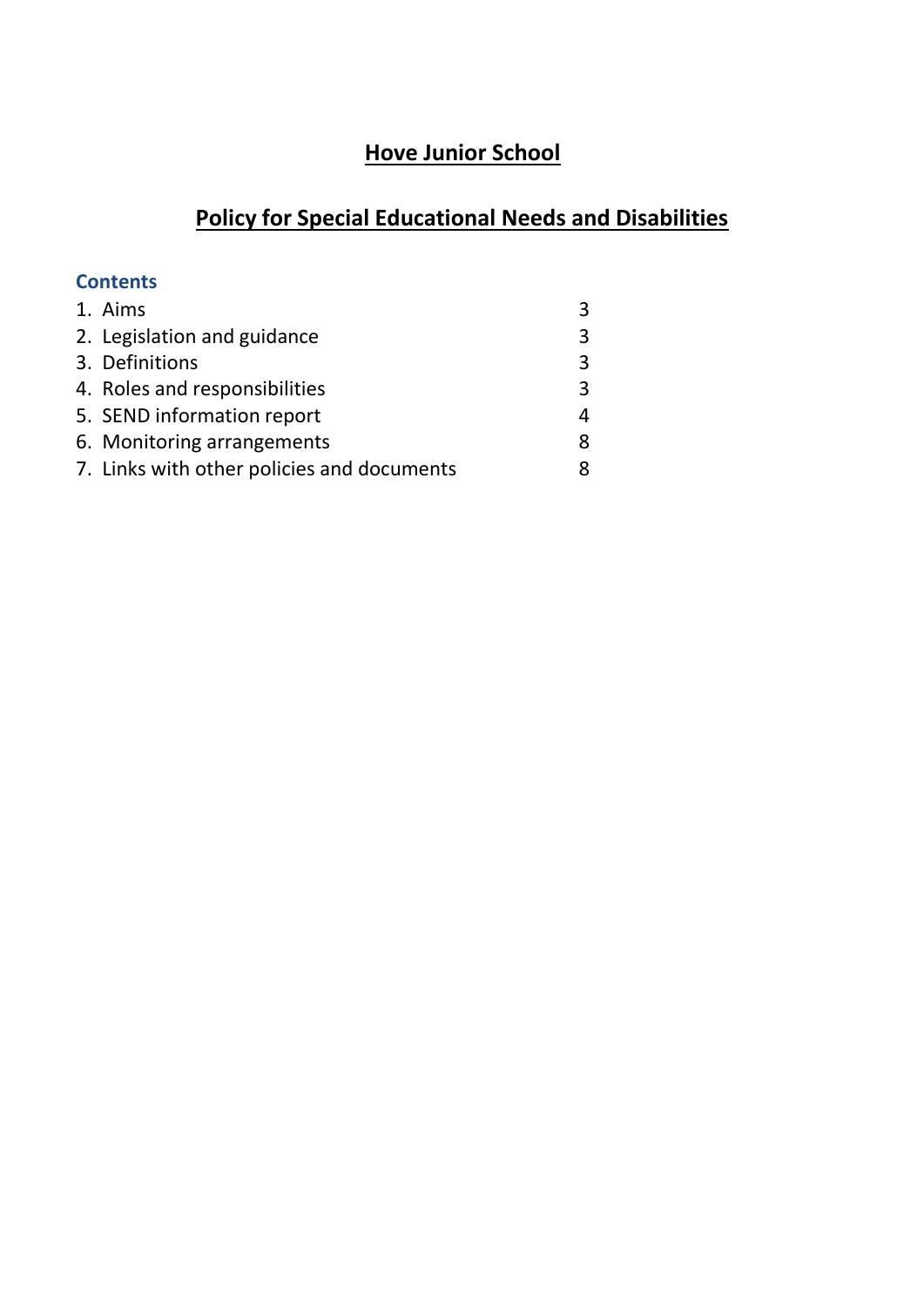# Hove Junior School

## Policy for Special Educational Needs and Disabilities

### Contents

| | |
|---|---|
| 1. Aims | 3 |
| 2. Legislation and guidance | 3 |
| 3. Definitions | 3 |
| 4. Roles and responsibilities | 3 |
| 5. SEND information report | 4 |
| 6. Monitoring arrangements | 8 |
| 7. Links with other policies and documents | 8 |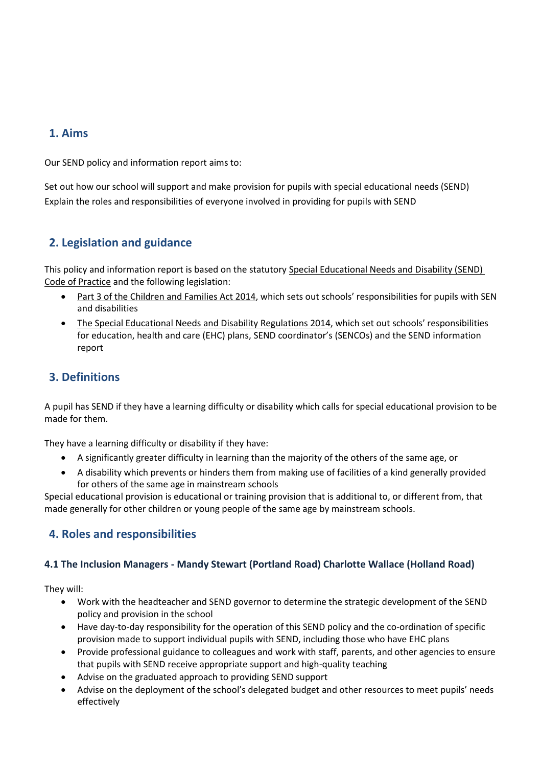## 1. Aims

Our SEND policy and information report aims to:

Set out how our school will support and make provision for pupils with special educational needs (SEND)
Explain the roles and responsibilities of everyone involved in providing for pupils with SEND

## 2. Legislation and guidance

This policy and information report is based on the statutory Special Educational Needs and Disability (SEND) Code of Practice and the following legislation:

- Part 3 of the Children and Families Act 2014, which sets out schools' responsibilities for pupils with SEN and disabilities
- The Special Educational Needs and Disability Regulations 2014, which set out schools' responsibilities for education, health and care (EHC) plans, SEND coordinator's (SENCOs) and the SEND information report

## 3. Definitions

A pupil has SEND if they have a learning difficulty or disability which calls for special educational provision to be made for them.

They have a learning difficulty or disability if they have:

- A significantly greater difficulty in learning than the majority of the others of the same age, or
- A disability which prevents or hinders them from making use of facilities of a kind generally provided for others of the same age in mainstream schools

Special educational provision is educational or training provision that is additional to, or different from, that made generally for other children or young people of the same age by mainstream schools.

## 4. Roles and responsibilities

### 4.1 The Inclusion Managers - Mandy Stewart (Portland Road) Charlotte Wallace (Holland Road)

They will:

- Work with the headteacher and SEND governor to determine the strategic development of the SEND policy and provision in the school
- Have day-to-day responsibility for the operation of this SEND policy and the co-ordination of specific provision made to support individual pupils with SEND, including those who have EHC plans
- Provide professional guidance to colleagues and work with staff, parents, and other agencies to ensure that pupils with SEND receive appropriate support and high-quality teaching
- Advise on the graduated approach to providing SEND support
- Advise on the deployment of the school's delegated budget and other resources to meet pupils' needs effectively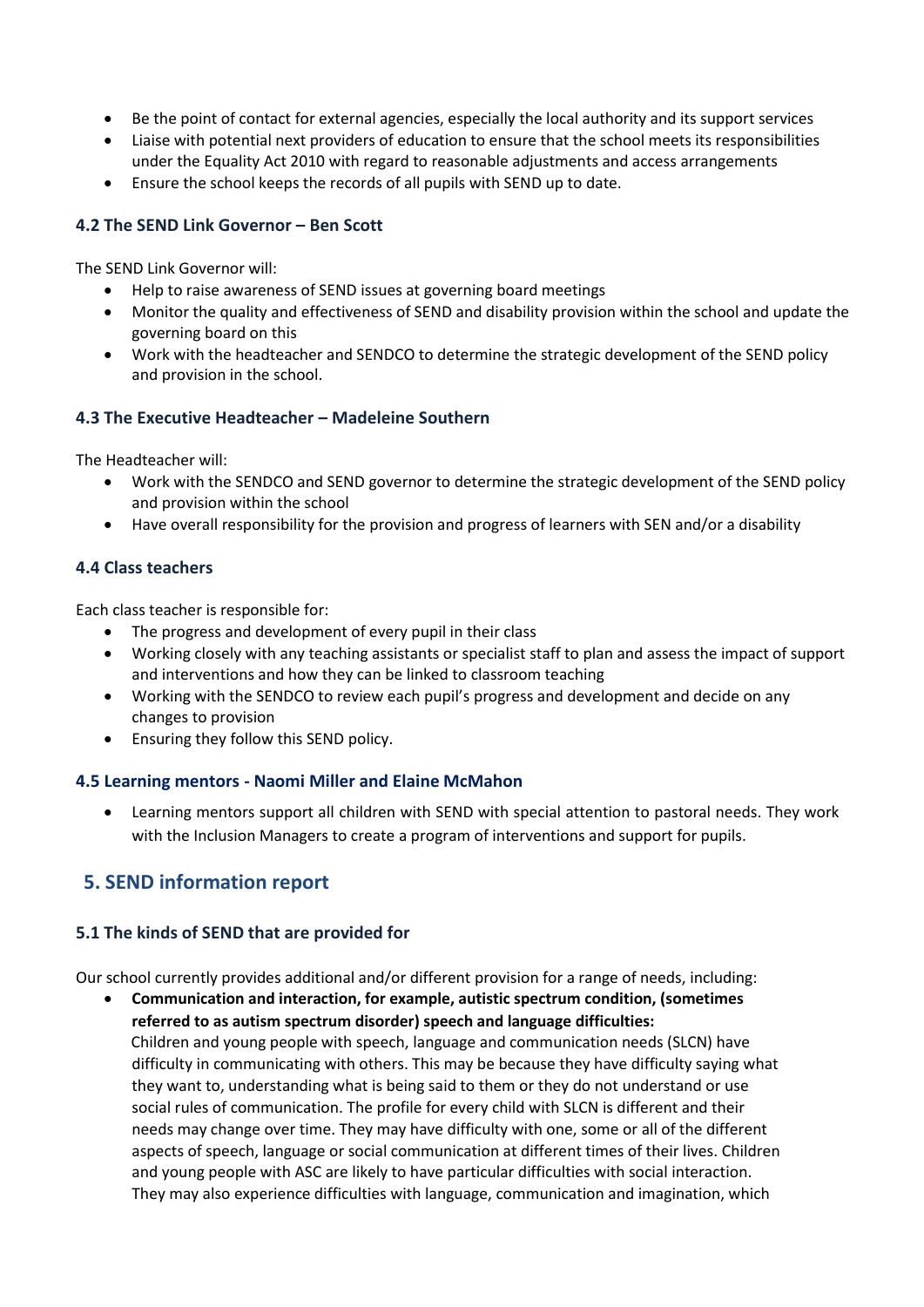- Be the point of contact for external agencies, especially the local authority and its support services
- Liaise with potential next providers of education to ensure that the school meets its responsibilities under the Equality Act 2010 with regard to reasonable adjustments and access arrangements
- Ensure the school keeps the records of all pupils with SEND up to date.

### 4.2 The SEND Link Governor – Ben Scott

The SEND Link Governor will:

- Help to raise awareness of SEND issues at governing board meetings
- Monitor the quality and effectiveness of SEND and disability provision within the school and update the governing board on this
- Work with the headteacher and SENDCO to determine the strategic development of the SEND policy and provision in the school.

### 4.3 The Executive Headteacher – Madeleine Southern

The Headteacher will:

- Work with the SENDCO and SEND governor to determine the strategic development of the SEND policy and provision within the school
- Have overall responsibility for the provision and progress of learners with SEN and/or a disability

### 4.4 Class teachers

Each class teacher is responsible for:

- The progress and development of every pupil in their class
- Working closely with any teaching assistants or specialist staff to plan and assess the impact of support and interventions and how they can be linked to classroom teaching
- Working with the SENDCO to review each pupil's progress and development and decide on any changes to provision
- Ensuring they follow this SEND policy.

### 4.5 Learning mentors - Naomi Miller and Elaine McMahon

- Learning mentors support all children with SEND with special attention to pastoral needs. They work with the Inclusion Managers to create a program of interventions and support for pupils.

## 5. SEND information report

### 5.1 The kinds of SEND that are provided for

Our school currently provides additional and/or different provision for a range of needs, including:

- **Communication and interaction, for example, autistic spectrum condition, (sometimes referred to as autism spectrum disorder) speech and language difficulties:**
  Children and young people with speech, language and communication needs (SLCN) have difficulty in communicating with others. This may be because they have difficulty saying what they want to, understanding what is being said to them or they do not understand or use social rules of communication. The profile for every child with SLCN is different and their needs may change over time. They may have difficulty with one, some or all of the different aspects of speech, language or social communication at different times of their lives. Children and young people with ASC are likely to have particular difficulties with social interaction. They may also experience difficulties with language, communication and imagination, which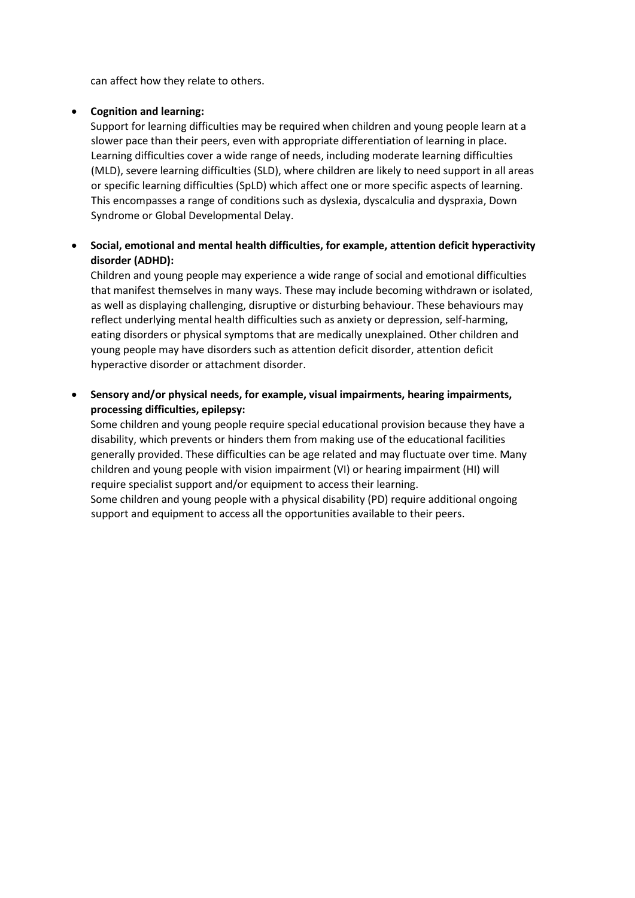can affect how they relate to others.

- **Cognition and learning:**
  Support for learning difficulties may be required when children and young people learn at a slower pace than their peers, even with appropriate differentiation of learning in place. Learning difficulties cover a wide range of needs, including moderate learning difficulties (MLD), severe learning difficulties (SLD), where children are likely to need support in all areas or specific learning difficulties (SpLD) which affect one or more specific aspects of learning. This encompasses a range of conditions such as dyslexia, dyscalculia and dyspraxia, Down Syndrome or Global Developmental Delay.

- **Social, emotional and mental health difficulties, for example, attention deficit hyperactivity disorder (ADHD):**
  Children and young people may experience a wide range of social and emotional difficulties that manifest themselves in many ways. These may include becoming withdrawn or isolated, as well as displaying challenging, disruptive or disturbing behaviour. These behaviours may reflect underlying mental health difficulties such as anxiety or depression, self-harming, eating disorders or physical symptoms that are medically unexplained. Other children and young people may have disorders such as attention deficit disorder, attention deficit hyperactive disorder or attachment disorder.

- **Sensory and/or physical needs, for example, visual impairments, hearing impairments, processing difficulties, epilepsy:**
  Some children and young people require special educational provision because they have a disability, which prevents or hinders them from making use of the educational facilities generally provided. These difficulties can be age related and may fluctuate over time. Many children and young people with vision impairment (VI) or hearing impairment (HI) will require specialist support and/or equipment to access their learning.
  Some children and young people with a physical disability (PD) require additional ongoing support and equipment to access all the opportunities available to their peers.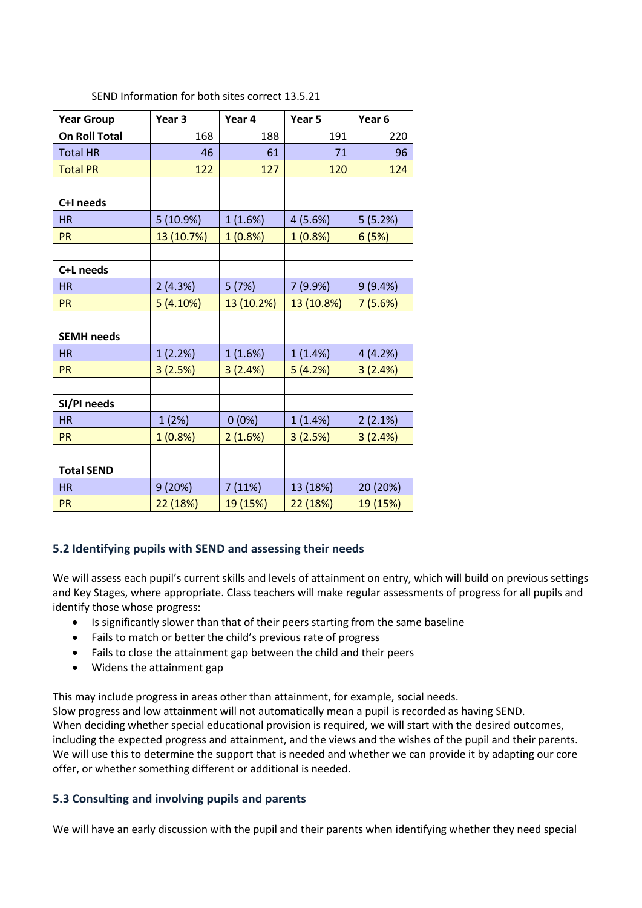SEND Information for both sites correct 13.5.21

| Year Group | Year 3 | Year 4 | Year 5 | Year 6 |
|---|---|---|---|---|
| **On Roll Total** | 168 | 188 | 191 | 220 |
| Total HR | 46 | 61 | 71 | 96 |
| Total PR | 122 | 127 | 120 | 124 |
| | | | | |
| **C+I needs** | | | | |
| HR | 5 (10.9%) | 1 (1.6%) | 4 (5.6%) | 5 (5.2%) |
| PR | 13 (10.7%) | 1 (0.8%) | 1 (0.8%) | 6 (5%) |
| | | | | |
| **C+L needs** | | | | |
| HR | 2 (4.3%) | 5 (7%) | 7 (9.9%) | 9 (9.4%) |
| PR | 5 (4.10%) | 13 (10.2%) | 13 (10.8%) | 7 (5.6%) |
| | | | | |
| **SEMH needs** | | | | |
| HR | 1 (2.2%) | 1 (1.6%) | 1 (1.4%) | 4 (4.2%) |
| PR | 3 (2.5%) | 3 (2.4%) | 5 (4.2%) | 3 (2.4%) |
| | | | | |
| **SI/PI needs** | | | | |
| HR | 1 (2%) | 0 (0%) | 1 (1.4%) | 2 (2.1%) |
| PR | 1 (0.8%) | 2 (1.6%) | 3 (2.5%) | 3 (2.4%) |
| | | | | |
| **Total SEND** | | | | |
| HR | 9 (20%) | 7 (11%) | 13 (18%) | 20 (20%) |
| PR | 22 (18%) | 19 (15%) | 22 (18%) | 19 (15%) |

### 5.2 Identifying pupils with SEND and assessing their needs

We will assess each pupil's current skills and levels of attainment on entry, which will build on previous settings and Key Stages, where appropriate. Class teachers will make regular assessments of progress for all pupils and identify those whose progress:

- Is significantly slower than that of their peers starting from the same baseline
- Fails to match or better the child's previous rate of progress
- Fails to close the attainment gap between the child and their peers
- Widens the attainment gap

This may include progress in areas other than attainment, for example, social needs.
Slow progress and low attainment will not automatically mean a pupil is recorded as having SEND.
When deciding whether special educational provision is required, we will start with the desired outcomes, including the expected progress and attainment, and the views and the wishes of the pupil and their parents. We will use this to determine the support that is needed and whether we can provide it by adapting our core offer, or whether something different or additional is needed.

### 5.3 Consulting and involving pupils and parents

We will have an early discussion with the pupil and their parents when identifying whether they need special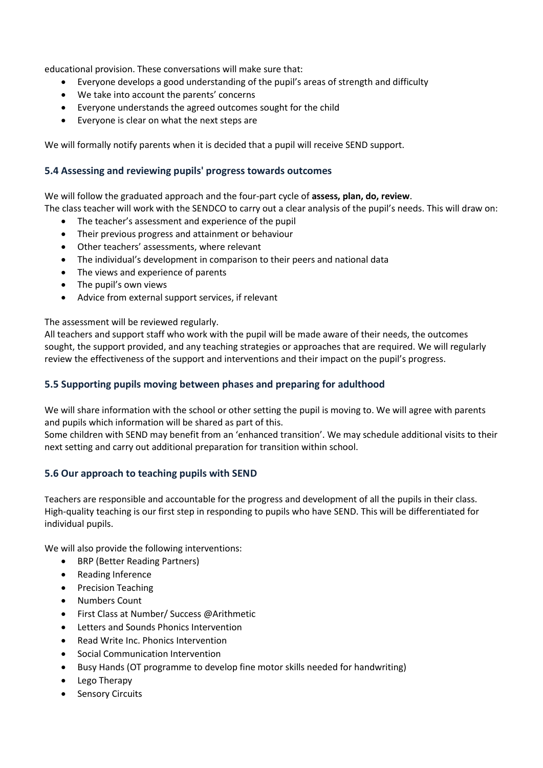educational provision. These conversations will make sure that:

- Everyone develops a good understanding of the pupil's areas of strength and difficulty
- We take into account the parents' concerns
- Everyone understands the agreed outcomes sought for the child
- Everyone is clear on what the next steps are

We will formally notify parents when it is decided that a pupil will receive SEND support.

### 5.4 Assessing and reviewing pupils' progress towards outcomes

We will follow the graduated approach and the four-part cycle of **assess, plan, do, review**.
The class teacher will work with the SENDCO to carry out a clear analysis of the pupil's needs. This will draw on:

- The teacher's assessment and experience of the pupil
- Their previous progress and attainment or behaviour
- Other teachers' assessments, where relevant
- The individual's development in comparison to their peers and national data
- The views and experience of parents
- The pupil's own views
- Advice from external support services, if relevant

The assessment will be reviewed regularly.
All teachers and support staff who work with the pupil will be made aware of their needs, the outcomes sought, the support provided, and any teaching strategies or approaches that are required. We will regularly review the effectiveness of the support and interventions and their impact on the pupil's progress.

### 5.5 Supporting pupils moving between phases and preparing for adulthood

We will share information with the school or other setting the pupil is moving to. We will agree with parents and pupils which information will be shared as part of this.
Some children with SEND may benefit from an 'enhanced transition'. We may schedule additional visits to their next setting and carry out additional preparation for transition within school.

### 5.6 Our approach to teaching pupils with SEND

Teachers are responsible and accountable for the progress and development of all the pupils in their class. High-quality teaching is our first step in responding to pupils who have SEND. This will be differentiated for individual pupils.

We will also provide the following interventions:

- BRP (Better Reading Partners)
- Reading Inference
- Precision Teaching
- Numbers Count
- First Class at Number/ Success @Arithmetic
- Letters and Sounds Phonics Intervention
- Read Write Inc. Phonics Intervention
- Social Communication Intervention
- Busy Hands (OT programme to develop fine motor skills needed for handwriting)
- Lego Therapy
- Sensory Circuits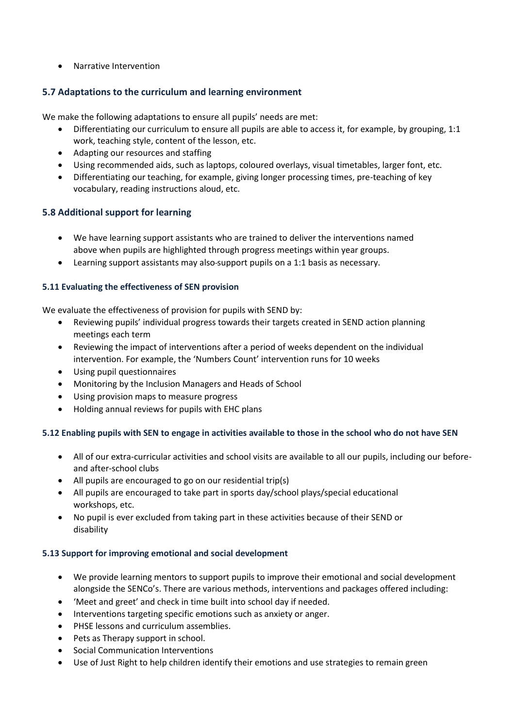- Narrative Intervention

### 5.7 Adaptations to the curriculum and learning environment

We make the following adaptations to ensure all pupils' needs are met:

- Differentiating our curriculum to ensure all pupils are able to access it, for example, by grouping, 1:1 work, teaching style, content of the lesson, etc.
- Adapting our resources and staffing
- Using recommended aids, such as laptops, coloured overlays, visual timetables, larger font, etc.
- Differentiating our teaching, for example, giving longer processing times, pre-teaching of key vocabulary, reading instructions aloud, etc.

### 5.8 Additional support for learning

- We have learning support assistants who are trained to deliver the interventions named above when pupils are highlighted through progress meetings within year groups.
- Learning support assistants may also support pupils on a 1:1 basis as necessary.

#### 5.11 Evaluating the effectiveness of SEN provision

We evaluate the effectiveness of provision for pupils with SEND by:

- Reviewing pupils' individual progress towards their targets created in SEND action planning meetings each term
- Reviewing the impact of interventions after a period of weeks dependent on the individual intervention. For example, the 'Numbers Count' intervention runs for 10 weeks
- Using pupil questionnaires
- Monitoring by the Inclusion Managers and Heads of School
- Using provision maps to measure progress
- Holding annual reviews for pupils with EHC plans

#### 5.12 Enabling pupils with SEN to engage in activities available to those in the school who do not have SEN

- All of our extra-curricular activities and school visits are available to all our pupils, including our before- and after-school clubs
- All pupils are encouraged to go on our residential trip(s)
- All pupils are encouraged to take part in sports day/school plays/special educational workshops, etc.
- No pupil is ever excluded from taking part in these activities because of their SEND or disability

#### 5.13 Support for improving emotional and social development

- We provide learning mentors to support pupils to improve their emotional and social development alongside the SENCo's. There are various methods, interventions and packages offered including:
- 'Meet and greet' and check in time built into school day if needed.
- Interventions targeting specific emotions such as anxiety or anger.
- PHSE lessons and curriculum assemblies.
- Pets as Therapy support in school.
- Social Communication Interventions
- Use of Just Right to help children identify their emotions and use strategies to remain green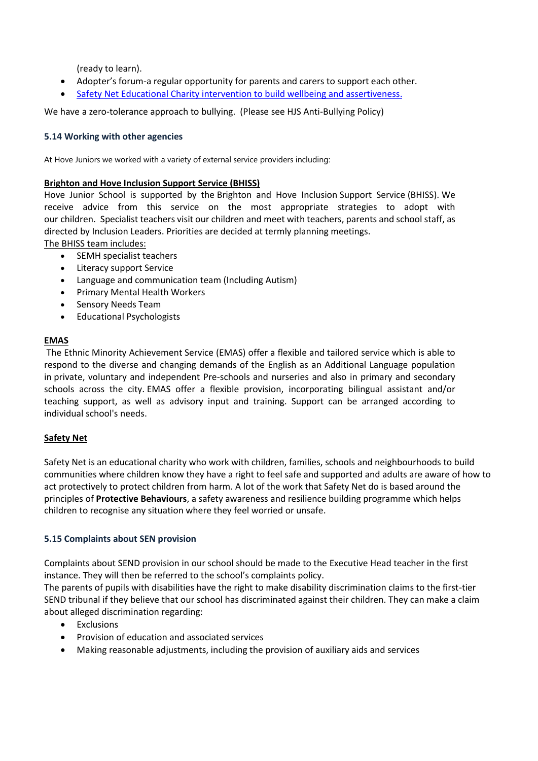(ready to learn).

- Adopter's forum-a regular opportunity for parents and carers to support each other.
- [Safety Net Educational Charity intervention to build wellbeing and assertiveness.]

We have a zero-tolerance approach to bullying. (Please see HJS Anti-Bullying Policy)

### 5.14 Working with other agencies

At Hove Juniors we worked with a variety of external service providers including:

**Brighton and Hove Inclusion Support Service (BHISS)**

Hove Junior School is supported by the Brighton and Hove Inclusion Support Service (BHISS). We receive advice from this service on the most appropriate strategies to adopt with our children. Specialist teachers visit our children and meet with teachers, parents and school staff, as directed by Inclusion Leaders. Priorities are decided at termly planning meetings.

The BHISS team includes:

- SEMH specialist teachers
- Literacy support Service
- Language and communication team (Including Autism)
- Primary Mental Health Workers
- Sensory Needs Team
- Educational Psychologists

**EMAS**

The Ethnic Minority Achievement Service (EMAS) offer a flexible and tailored service which is able to respond to the diverse and changing demands of the English as an Additional Language population in private, voluntary and independent Pre-schools and nurseries and also in primary and secondary schools across the city. EMAS offer a flexible provision, incorporating bilingual assistant and/or teaching support, as well as advisory input and training. Support can be arranged according to individual school's needs.

**Safety Net**

Safety Net is an educational charity who work with children, families, schools and neighbourhoods to build communities where children know they have a right to feel safe and supported and adults are aware of how to act protectively to protect children from harm. A lot of the work that Safety Net do is based around the principles of **Protective Behaviours**, a safety awareness and resilience building programme which helps children to recognise any situation where they feel worried or unsafe.

### 5.15 Complaints about SEN provision

Complaints about SEND provision in our school should be made to the Executive Head teacher in the first instance. They will then be referred to the school's complaints policy.

The parents of pupils with disabilities have the right to make disability discrimination claims to the first-tier SEND tribunal if they believe that our school has discriminated against their children. They can make a claim about alleged discrimination regarding:

- Exclusions
- Provision of education and associated services
- Making reasonable adjustments, including the provision of auxiliary aids and services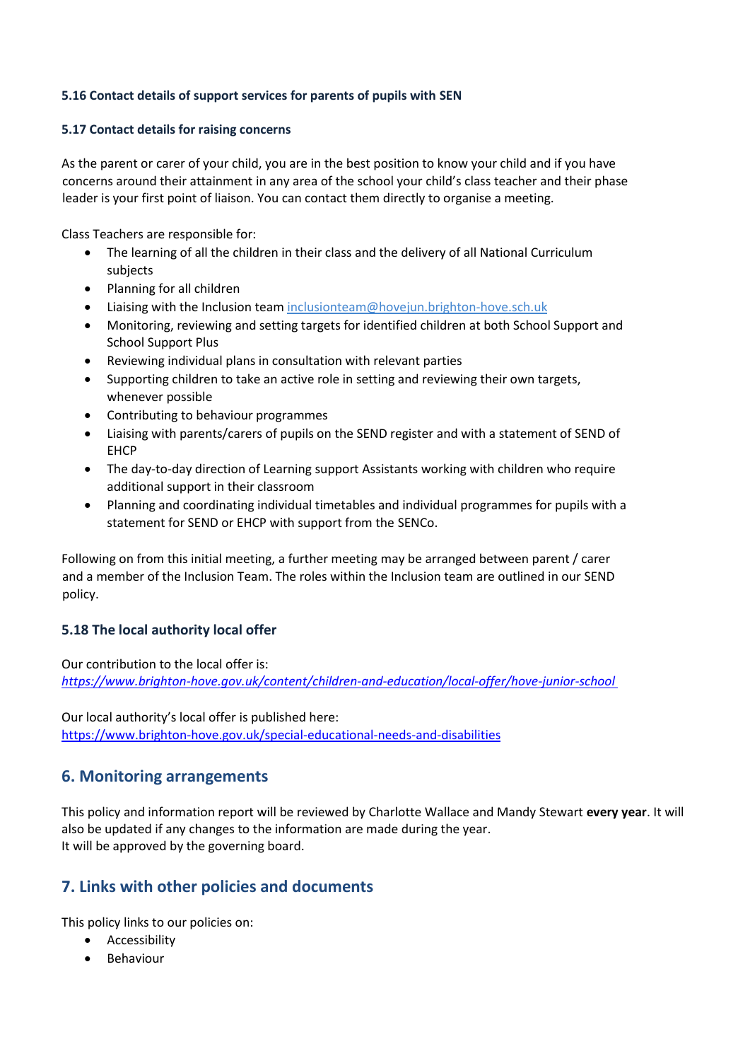#### 5.16 Contact details of support services for parents of pupils with SEN

#### 5.17 Contact details for raising concerns

As the parent or carer of your child, you are in the best position to know your child and if you have concerns around their attainment in any area of the school your child's class teacher and their phase leader is your first point of liaison. You can contact them directly to organise a meeting.

Class Teachers are responsible for:

- The learning of all the children in their class and the delivery of all National Curriculum subjects
- Planning for all children
- Liaising with the Inclusion team inclusionteam@hovejun.brighton-hove.sch.uk
- Monitoring, reviewing and setting targets for identified children at both School Support and School Support Plus
- Reviewing individual plans in consultation with relevant parties
- Supporting children to take an active role in setting and reviewing their own targets, whenever possible
- Contributing to behaviour programmes
- Liaising with parents/carers of pupils on the SEND register and with a statement of SEND of EHCP
- The day-to-day direction of Learning support Assistants working with children who require additional support in their classroom
- Planning and coordinating individual timetables and individual programmes for pupils with a statement for SEND or EHCP with support from the SENCo.

Following on from this initial meeting, a further meeting may be arranged between parent / carer and a member of the Inclusion Team. The roles within the Inclusion team are outlined in our SEND policy.

#### 5.18 The local authority local offer

Our contribution to the local offer is:
*https://www.brighton-hove.gov.uk/content/children-and-education/local-offer/hove-junior-school*

Our local authority's local offer is published here:
https://www.brighton-hove.gov.uk/special-educational-needs-and-disabilities

## 6. Monitoring arrangements

This policy and information report will be reviewed by Charlotte Wallace and Mandy Stewart **every year**. It will also be updated if any changes to the information are made during the year.
It will be approved by the governing board.

## 7. Links with other policies and documents

This policy links to our policies on:

- Accessibility
- Behaviour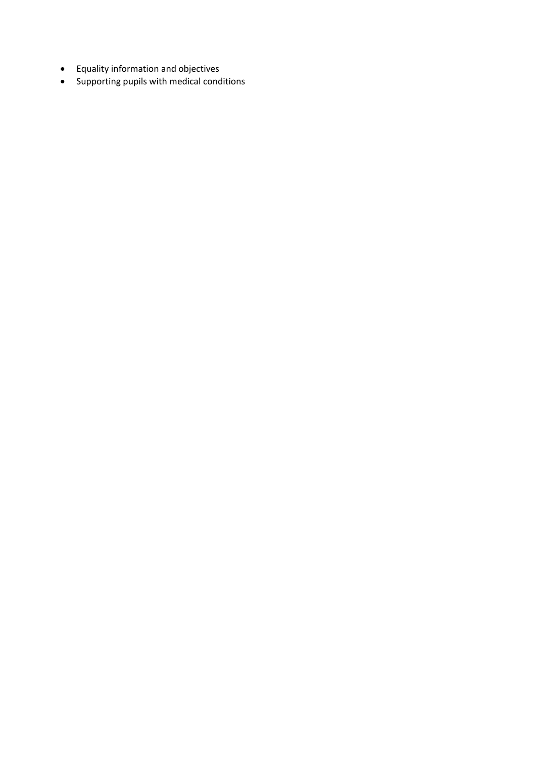- Equality information and objectives
- Supporting pupils with medical conditions